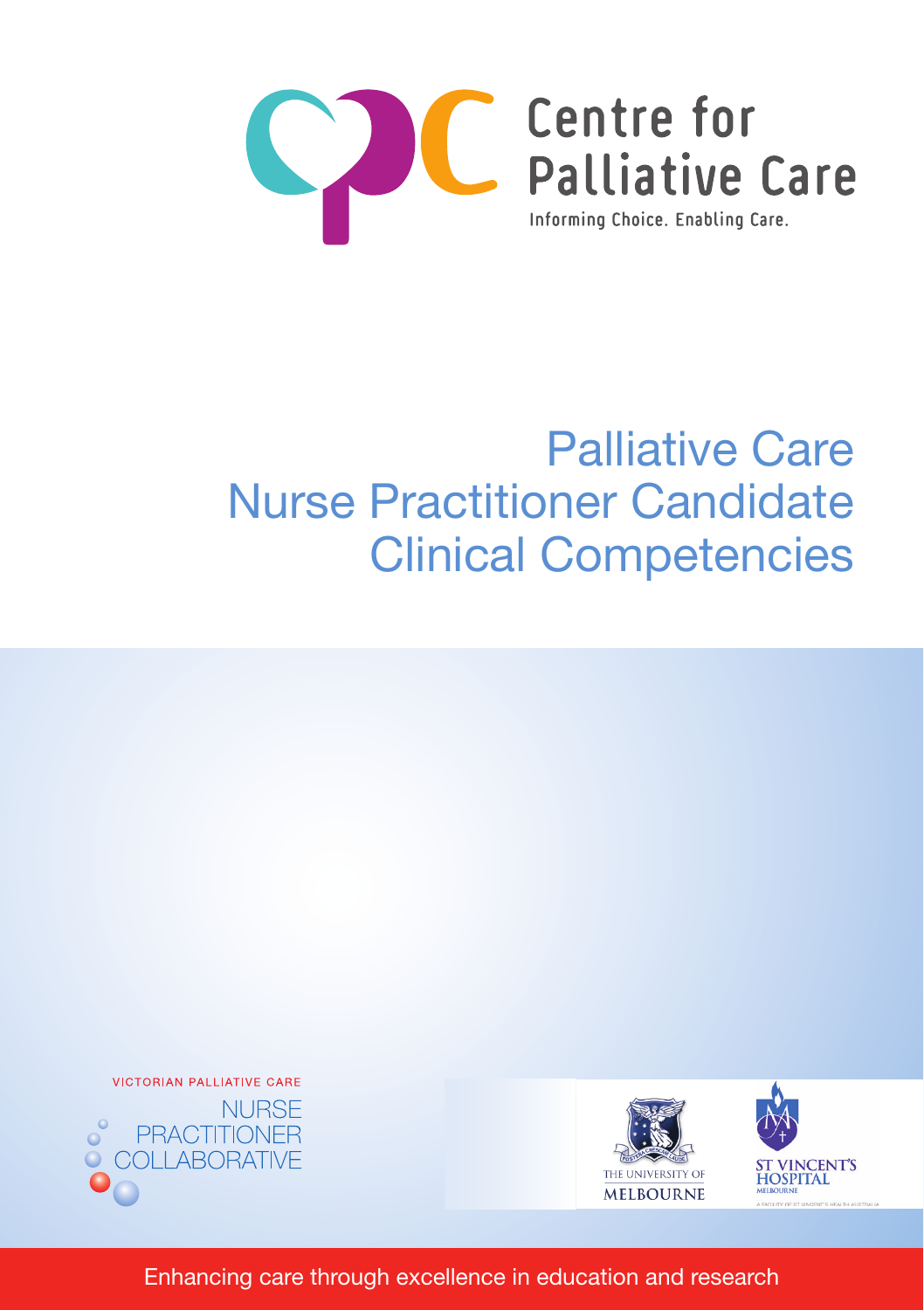Centre for Palliative Care

Informing Choice. Enabling Care.

# Palliative Care Nurse Practitioner Candidate Clinical Competencies

VICTORIAN PALLIATIVE CARE

NURSE PRACTITIONER COLLABORATIVE

THE UNIVERSITY OF MELBOURNE

ST VINCENT'S HOSPITAL MELBOURNE

A FACILITY OF ST VINCENT'S HEALTH AUSTRALIA

Enhancing care through excellence in education and research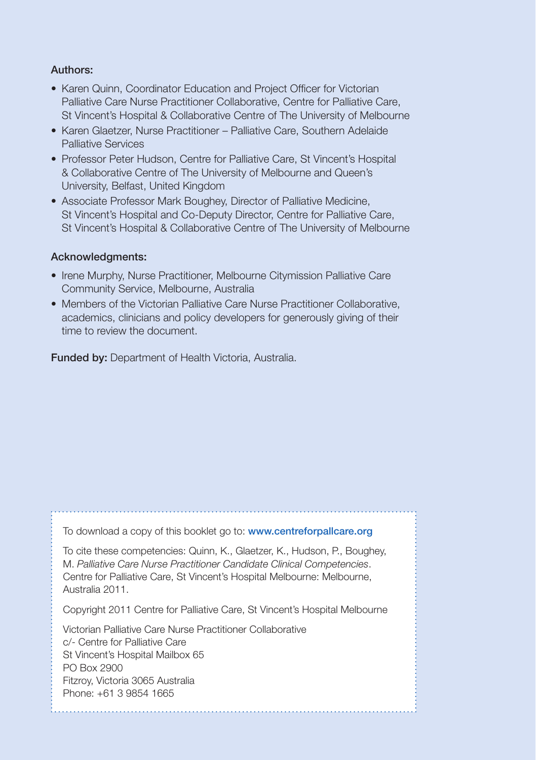**Authors:**

- Karen Quinn, Coordinator Education and Project Officer for Victorian Palliative Care Nurse Practitioner Collaborative, Centre for Palliative Care, St Vincent's Hospital & Collaborative Centre of The University of Melbourne
- Karen Glaetzer, Nurse Practitioner – Palliative Care, Southern Adelaide Palliative Services
- Professor Peter Hudson, Centre for Palliative Care, St Vincent's Hospital & Collaborative Centre of The University of Melbourne and Queen's University, Belfast, United Kingdom
- Associate Professor Mark Boughey, Director of Palliative Medicine, St Vincent's Hospital and Co-Deputy Director, Centre for Palliative Care, St Vincent's Hospital & Collaborative Centre of The University of Melbourne

**Acknowledgments:**

- Irene Murphy, Nurse Practitioner, Melbourne Citymission Palliative Care Community Service, Melbourne, Australia
- Members of the Victorian Palliative Care Nurse Practitioner Collaborative, academics, clinicians and policy developers for generously giving of their time to review the document.

**Funded by:** Department of Health Victoria, Australia.

To download a copy of this booklet go to: **www.centreforpallcare.org**

To cite these competencies: Quinn, K., Glaetzer, K., Hudson, P., Boughey, M. *Palliative Care Nurse Practitioner Candidate Clinical Competencies*. Centre for Palliative Care, St Vincent's Hospital Melbourne: Melbourne, Australia 2011.

Copyright 2011 Centre for Palliative Care, St Vincent's Hospital Melbourne

Victorian Palliative Care Nurse Practitioner Collaborative
c/- Centre for Palliative Care
St Vincent's Hospital Mailbox 65
PO Box 2900
Fitzroy, Victoria 3065 Australia
Phone: +61 3 9854 1665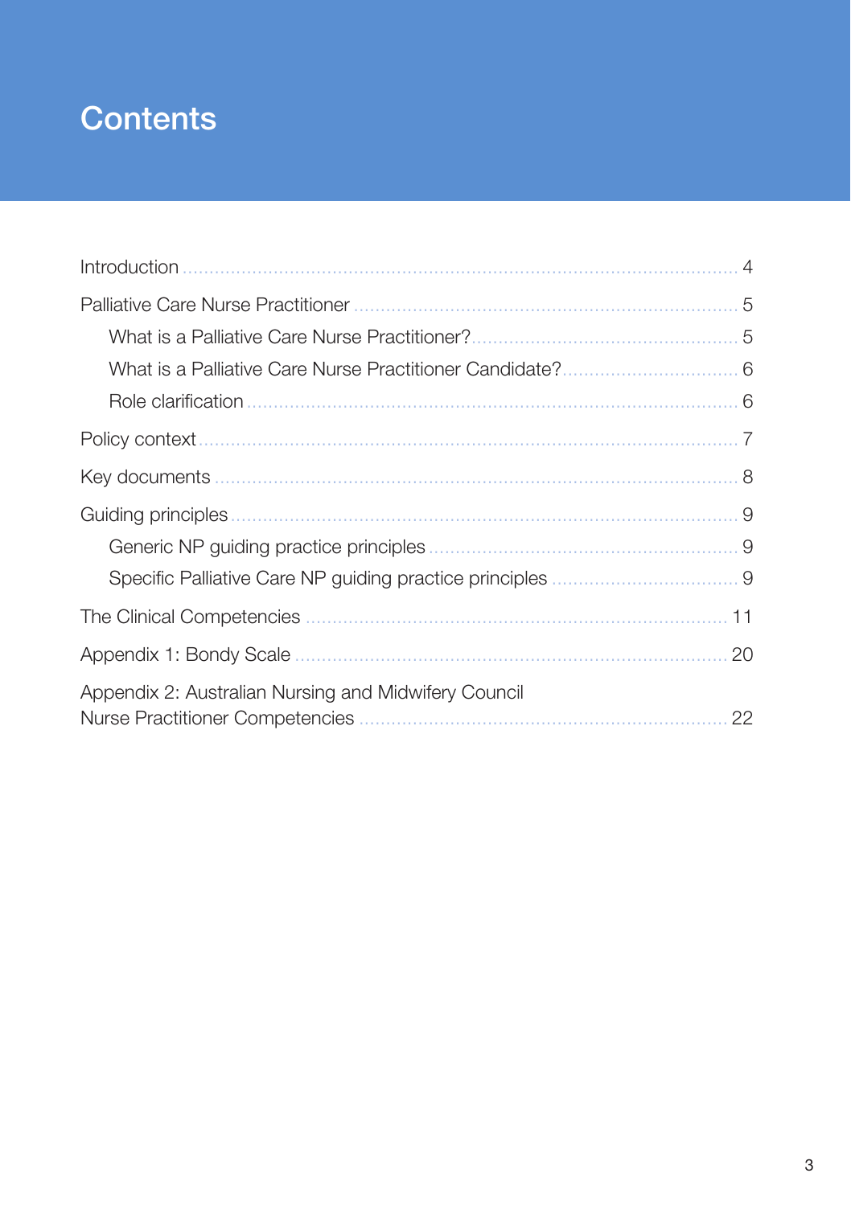# Contents

Introduction ........ 4

Palliative Care Nurse Practitioner ........ 5

- What is a Palliative Care Nurse Practitioner? ........ 5
- What is a Palliative Care Nurse Practitioner Candidate? ........ 6
- Role clarification ........ 6

Policy context ........ 7

Key documents ........ 8

Guiding principles ........ 9

- Generic NP guiding practice principles ........ 9
- Specific Palliative Care NP guiding practice principles ........ 9

The Clinical Competencies ........ 11

Appendix 1: Bondy Scale ........ 20

Appendix 2: Australian Nursing and Midwifery Council Nurse Practitioner Competencies ........ 22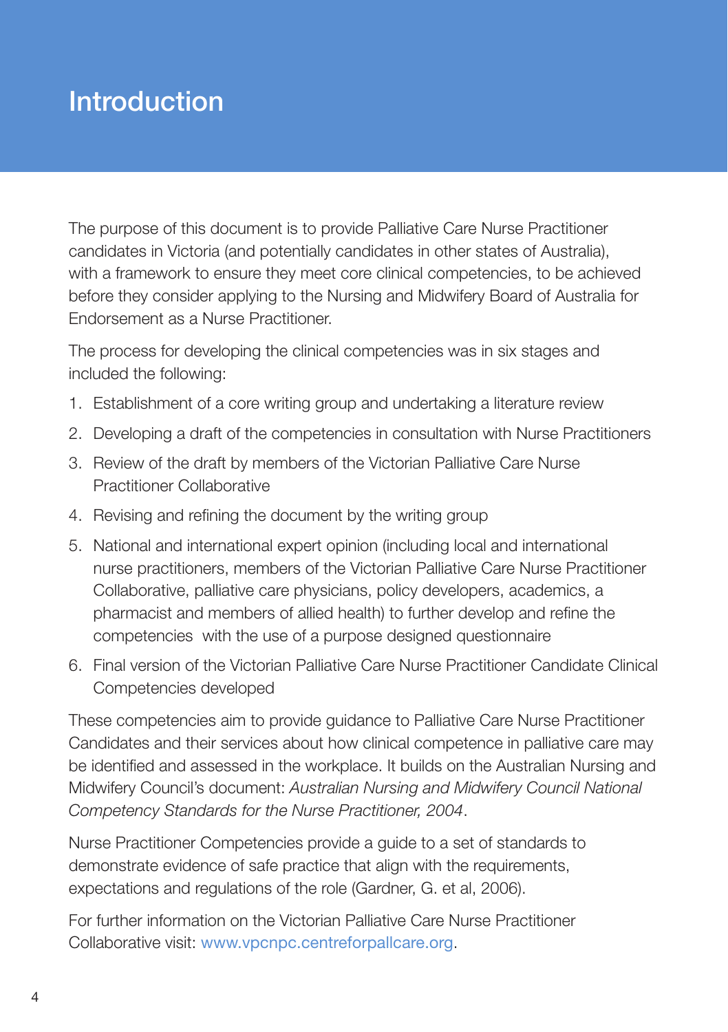# Introduction

The purpose of this document is to provide Palliative Care Nurse Practitioner candidates in Victoria (and potentially candidates in other states of Australia), with a framework to ensure they meet core clinical competencies, to be achieved before they consider applying to the Nursing and Midwifery Board of Australia for Endorsement as a Nurse Practitioner.

The process for developing the clinical competencies was in six stages and included the following:

1. Establishment of a core writing group and undertaking a literature review
2. Developing a draft of the competencies in consultation with Nurse Practitioners
3. Review of the draft by members of the Victorian Palliative Care Nurse Practitioner Collaborative
4. Revising and refining the document by the writing group
5. National and international expert opinion (including local and international nurse practitioners, members of the Victorian Palliative Care Nurse Practitioner Collaborative, palliative care physicians, policy developers, academics, a pharmacist and members of allied health) to further develop and refine the competencies with the use of a purpose designed questionnaire
6. Final version of the Victorian Palliative Care Nurse Practitioner Candidate Clinical Competencies developed

These competencies aim to provide guidance to Palliative Care Nurse Practitioner Candidates and their services about how clinical competence in palliative care may be identified and assessed in the workplace. It builds on the Australian Nursing and Midwifery Council's document: *Australian Nursing and Midwifery Council National Competency Standards for the Nurse Practitioner, 2004*.

Nurse Practitioner Competencies provide a guide to a set of standards to demonstrate evidence of safe practice that align with the requirements, expectations and regulations of the role (Gardner, G. et al, 2006).

For further information on the Victorian Palliative Care Nurse Practitioner Collaborative visit: www.vpcnpc.centreforpallcare.org.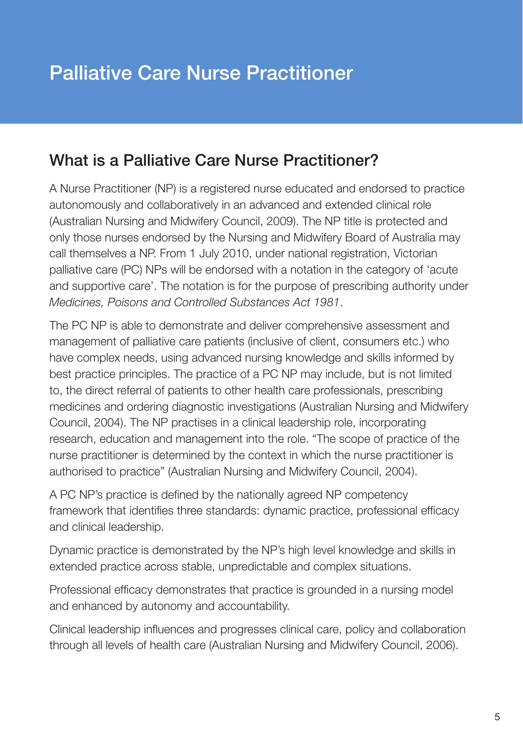# Palliative Care Nurse Practitioner

## What is a Palliative Care Nurse Practitioner?

A Nurse Practitioner (NP) is a registered nurse educated and endorsed to practice autonomously and collaboratively in an advanced and extended clinical role (Australian Nursing and Midwifery Council, 2009). The NP title is protected and only those nurses endorsed by the Nursing and Midwifery Board of Australia may call themselves a NP. From 1 July 2010, under national registration, Victorian palliative care (PC) NPs will be endorsed with a notation in the category of 'acute and supportive care'. The notation is for the purpose of prescribing authority under *Medicines, Poisons and Controlled Substances Act 1981*.

The PC NP is able to demonstrate and deliver comprehensive assessment and management of palliative care patients (inclusive of client, consumers etc.) who have complex needs, using advanced nursing knowledge and skills informed by best practice principles. The practice of a PC NP may include, but is not limited to, the direct referral of patients to other health care professionals, prescribing medicines and ordering diagnostic investigations (Australian Nursing and Midwifery Council, 2004). The NP practises in a clinical leadership role, incorporating research, education and management into the role. "The scope of practice of the nurse practitioner is determined by the context in which the nurse practitioner is authorised to practice" (Australian Nursing and Midwifery Council, 2004).

A PC NP's practice is defined by the nationally agreed NP competency framework that identifies three standards: dynamic practice, professional efficacy and clinical leadership.

Dynamic practice is demonstrated by the NP's high level knowledge and skills in extended practice across stable, unpredictable and complex situations.

Professional efficacy demonstrates that practice is grounded in a nursing model and enhanced by autonomy and accountability.

Clinical leadership influences and progresses clinical care, policy and collaboration through all levels of health care (Australian Nursing and Midwifery Council, 2006).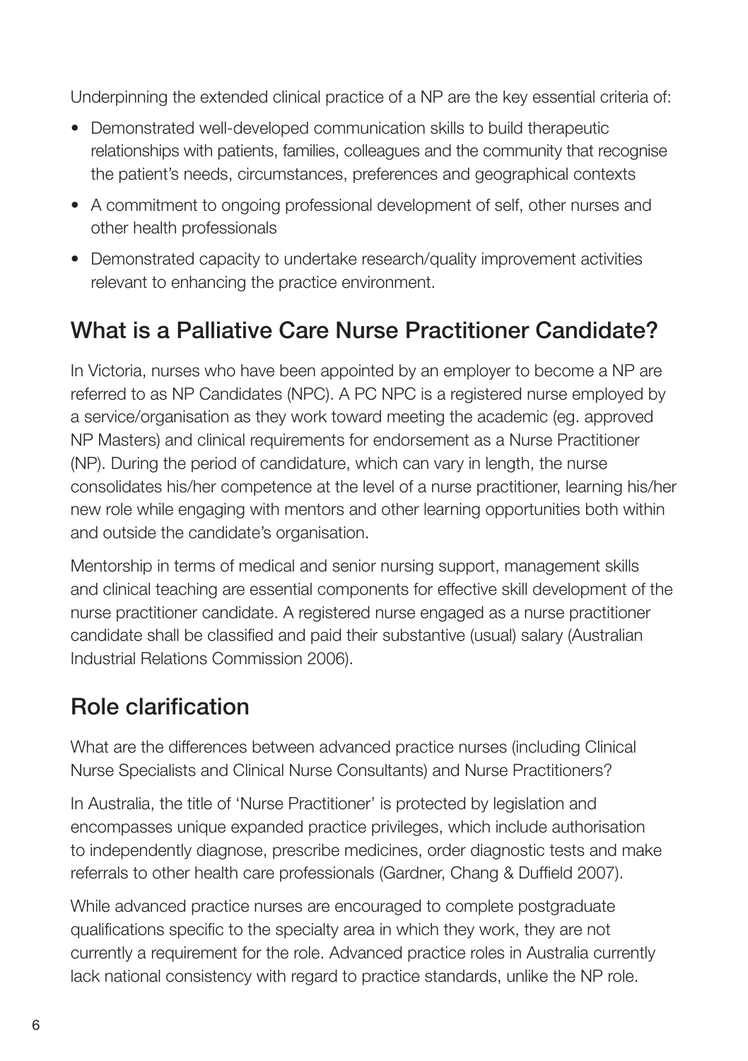Underpinning the extended clinical practice of a NP are the key essential criteria of:

- Demonstrated well-developed communication skills to build therapeutic relationships with patients, families, colleagues and the community that recognise the patient's needs, circumstances, preferences and geographical contexts
- A commitment to ongoing professional development of self, other nurses and other health professionals
- Demonstrated capacity to undertake research/quality improvement activities relevant to enhancing the practice environment.

## What is a Palliative Care Nurse Practitioner Candidate?

In Victoria, nurses who have been appointed by an employer to become a NP are referred to as NP Candidates (NPC). A PC NPC is a registered nurse employed by a service/organisation as they work toward meeting the academic (eg. approved NP Masters) and clinical requirements for endorsement as a Nurse Practitioner (NP). During the period of candidature, which can vary in length, the nurse consolidates his/her competence at the level of a nurse practitioner, learning his/her new role while engaging with mentors and other learning opportunities both within and outside the candidate's organisation.

Mentorship in terms of medical and senior nursing support, management skills and clinical teaching are essential components for effective skill development of the nurse practitioner candidate. A registered nurse engaged as a nurse practitioner candidate shall be classified and paid their substantive (usual) salary (Australian Industrial Relations Commission 2006).

## Role clarification

What are the differences between advanced practice nurses (including Clinical Nurse Specialists and Clinical Nurse Consultants) and Nurse Practitioners?

In Australia, the title of 'Nurse Practitioner' is protected by legislation and encompasses unique expanded practice privileges, which include authorisation to independently diagnose, prescribe medicines, order diagnostic tests and make referrals to other health care professionals (Gardner, Chang & Duffield 2007).

While advanced practice nurses are encouraged to complete postgraduate qualifications specific to the specialty area in which they work, they are not currently a requirement for the role. Advanced practice roles in Australia currently lack national consistency with regard to practice standards, unlike the NP role.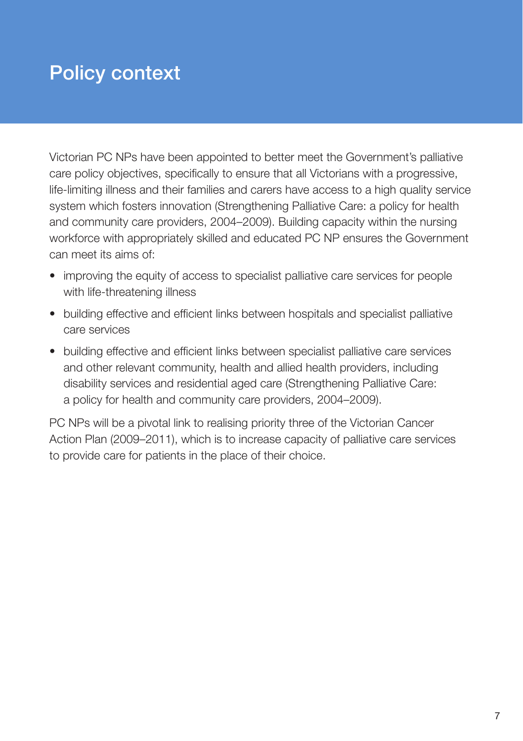# Policy context

Victorian PC NPs have been appointed to better meet the Government's palliative care policy objectives, specifically to ensure that all Victorians with a progressive, life-limiting illness and their families and carers have access to a high quality service system which fosters innovation (Strengthening Palliative Care: a policy for health and community care providers, 2004–2009). Building capacity within the nursing workforce with appropriately skilled and educated PC NP ensures the Government can meet its aims of:

- improving the equity of access to specialist palliative care services for people with life-threatening illness
- building effective and efficient links between hospitals and specialist palliative care services
- building effective and efficient links between specialist palliative care services and other relevant community, health and allied health providers, including disability services and residential aged care (Strengthening Palliative Care: a policy for health and community care providers, 2004–2009).

PC NPs will be a pivotal link to realising priority three of the Victorian Cancer Action Plan (2009–2011), which is to increase capacity of palliative care services to provide care for patients in the place of their choice.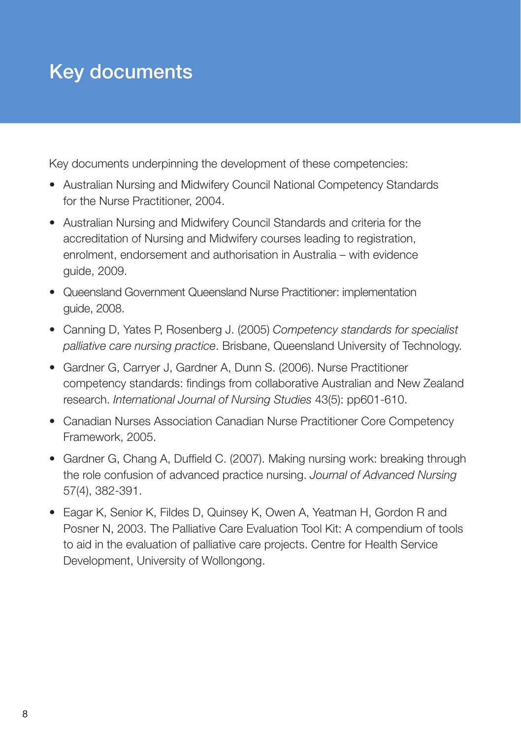# Key documents

Key documents underpinning the development of these competencies:

- Australian Nursing and Midwifery Council National Competency Standards for the Nurse Practitioner, 2004.
- Australian Nursing and Midwifery Council Standards and criteria for the accreditation of Nursing and Midwifery courses leading to registration, enrolment, endorsement and authorisation in Australia – with evidence guide, 2009.
- Queensland Government Queensland Nurse Practitioner: implementation guide, 2008.
- Canning D, Yates P, Rosenberg J. (2005) *Competency standards for specialist palliative care nursing practice*. Brisbane, Queensland University of Technology.
- Gardner G, Carryer J, Gardner A, Dunn S. (2006). Nurse Practitioner competency standards: findings from collaborative Australian and New Zealand research. *International Journal of Nursing Studies* 43(5): pp601-610.
- Canadian Nurses Association Canadian Nurse Practitioner Core Competency Framework, 2005.
- Gardner G, Chang A, Duffield C. (2007). Making nursing work: breaking through the role confusion of advanced practice nursing. *Journal of Advanced Nursing* 57(4), 382-391.
- Eagar K, Senior K, Fildes D, Quinsey K, Owen A, Yeatman H, Gordon R and Posner N, 2003. The Palliative Care Evaluation Tool Kit: A compendium of tools to aid in the evaluation of palliative care projects. Centre for Health Service Development, University of Wollongong.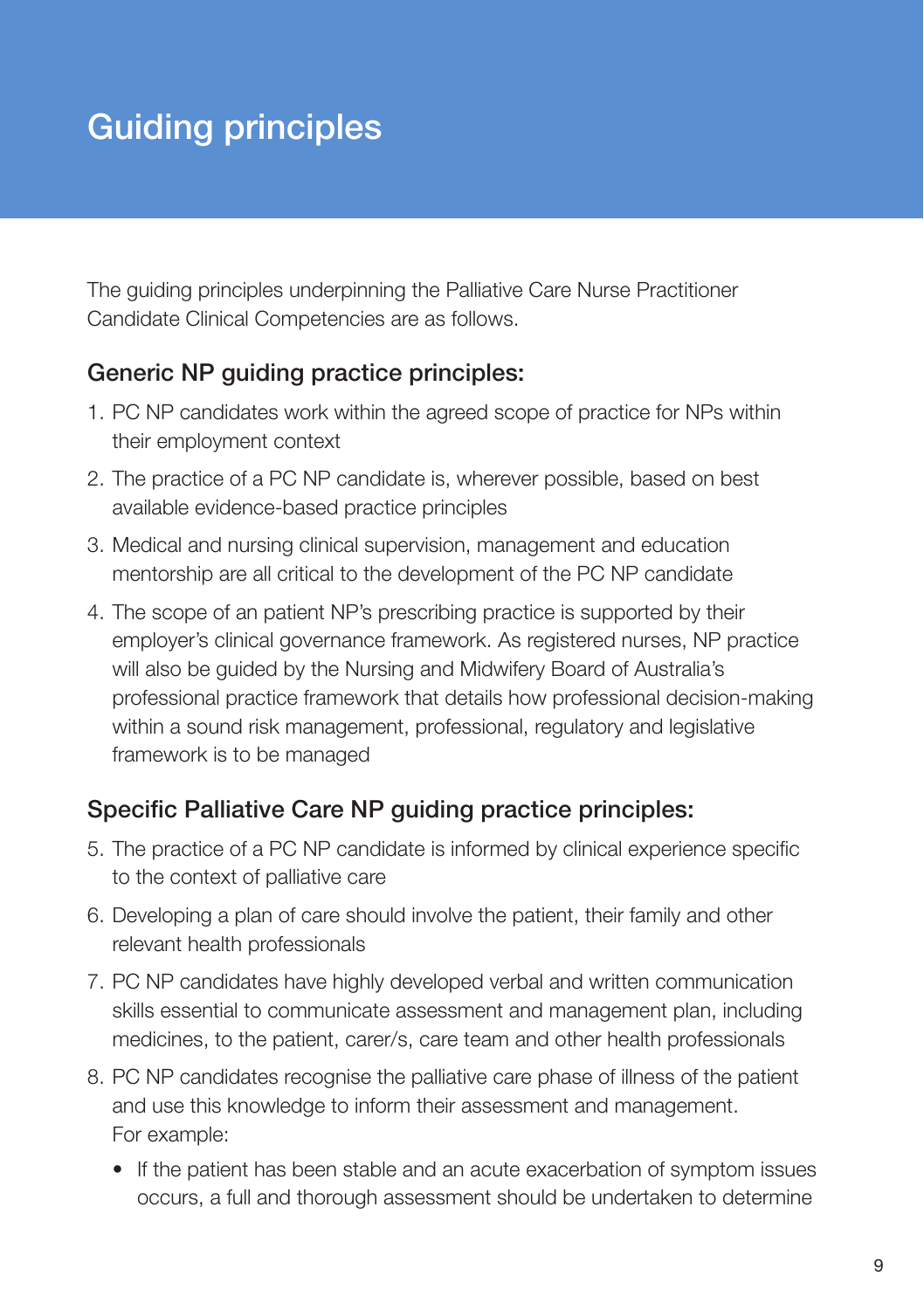# Guiding principles

The guiding principles underpinning the Palliative Care Nurse Practitioner Candidate Clinical Competencies are as follows.

## Generic NP guiding practice principles:

1. PC NP candidates work within the agreed scope of practice for NPs within their employment context
2. The practice of a PC NP candidate is, wherever possible, based on best available evidence-based practice principles
3. Medical and nursing clinical supervision, management and education mentorship are all critical to the development of the PC NP candidate
4. The scope of an patient NP's prescribing practice is supported by their employer's clinical governance framework. As registered nurses, NP practice will also be guided by the Nursing and Midwifery Board of Australia's professional practice framework that details how professional decision-making within a sound risk management, professional, regulatory and legislative framework is to be managed

## Specific Palliative Care NP guiding practice principles:

5. The practice of a PC NP candidate is informed by clinical experience specific to the context of palliative care
6. Developing a plan of care should involve the patient, their family and other relevant health professionals
7. PC NP candidates have highly developed verbal and written communication skills essential to communicate assessment and management plan, including medicines, to the patient, carer/s, care team and other health professionals
8. PC NP candidates recognise the palliative care phase of illness of the patient and use this knowledge to inform their assessment and management. For example:
   - If the patient has been stable and an acute exacerbation of symptom issues occurs, a full and thorough assessment should be undertaken to determine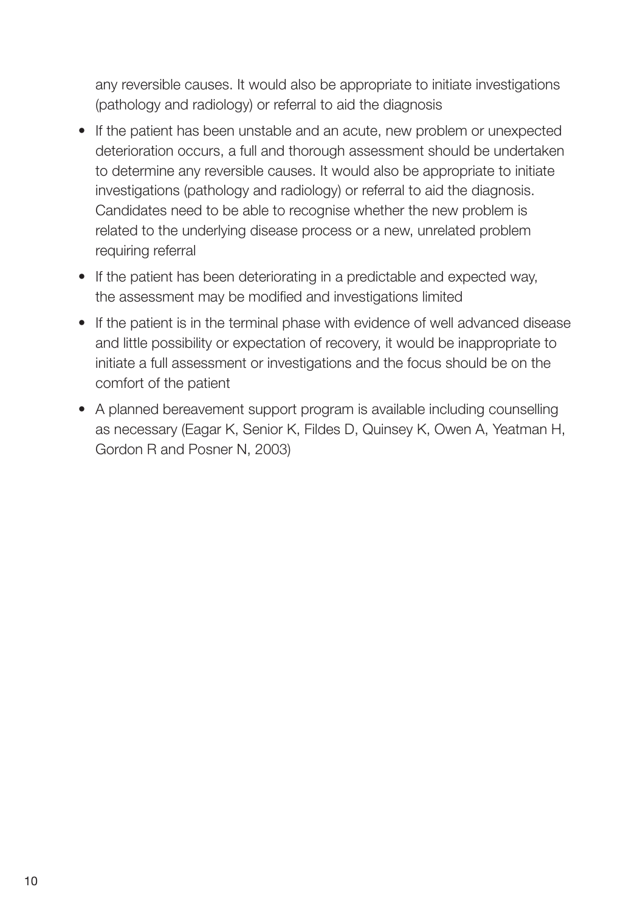any reversible causes. It would also be appropriate to initiate investigations (pathology and radiology) or referral to aid the diagnosis

- If the patient has been unstable and an acute, new problem or unexpected deterioration occurs, a full and thorough assessment should be undertaken to determine any reversible causes. It would also be appropriate to initiate investigations (pathology and radiology) or referral to aid the diagnosis. Candidates need to be able to recognise whether the new problem is related to the underlying disease process or a new, unrelated problem requiring referral
- If the patient has been deteriorating in a predictable and expected way, the assessment may be modified and investigations limited
- If the patient is in the terminal phase with evidence of well advanced disease and little possibility or expectation of recovery, it would be inappropriate to initiate a full assessment or investigations and the focus should be on the comfort of the patient
- A planned bereavement support program is available including counselling as necessary (Eagar K, Senior K, Fildes D, Quinsey K, Owen A, Yeatman H, Gordon R and Posner N, 2003)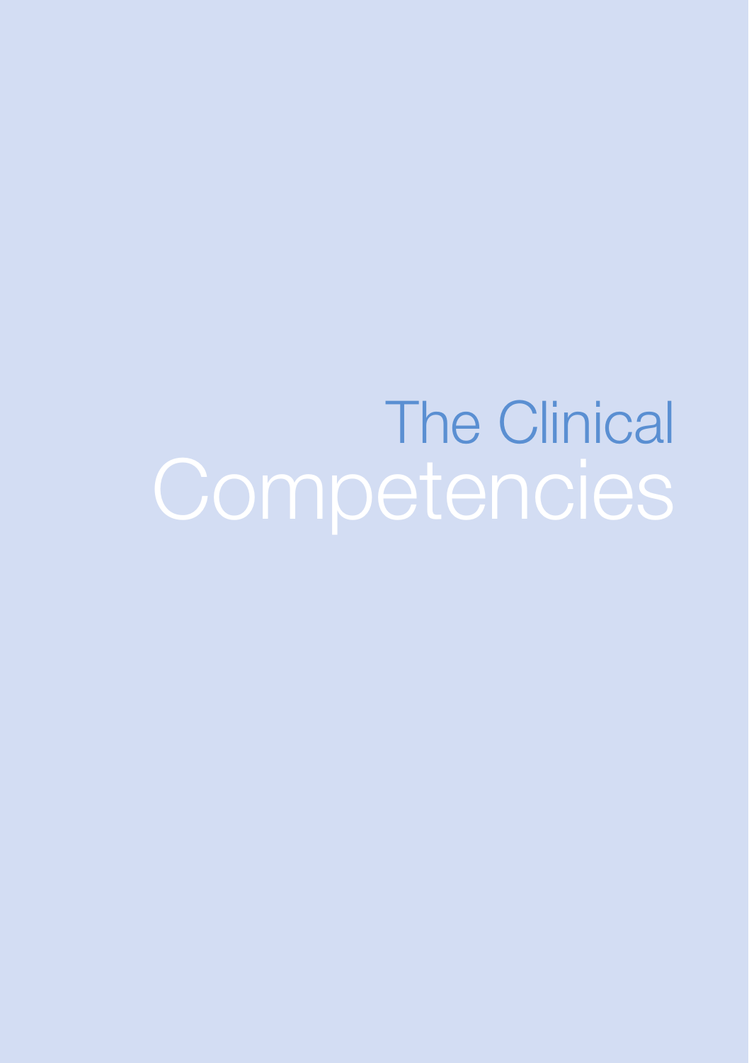# The Clinical Competencies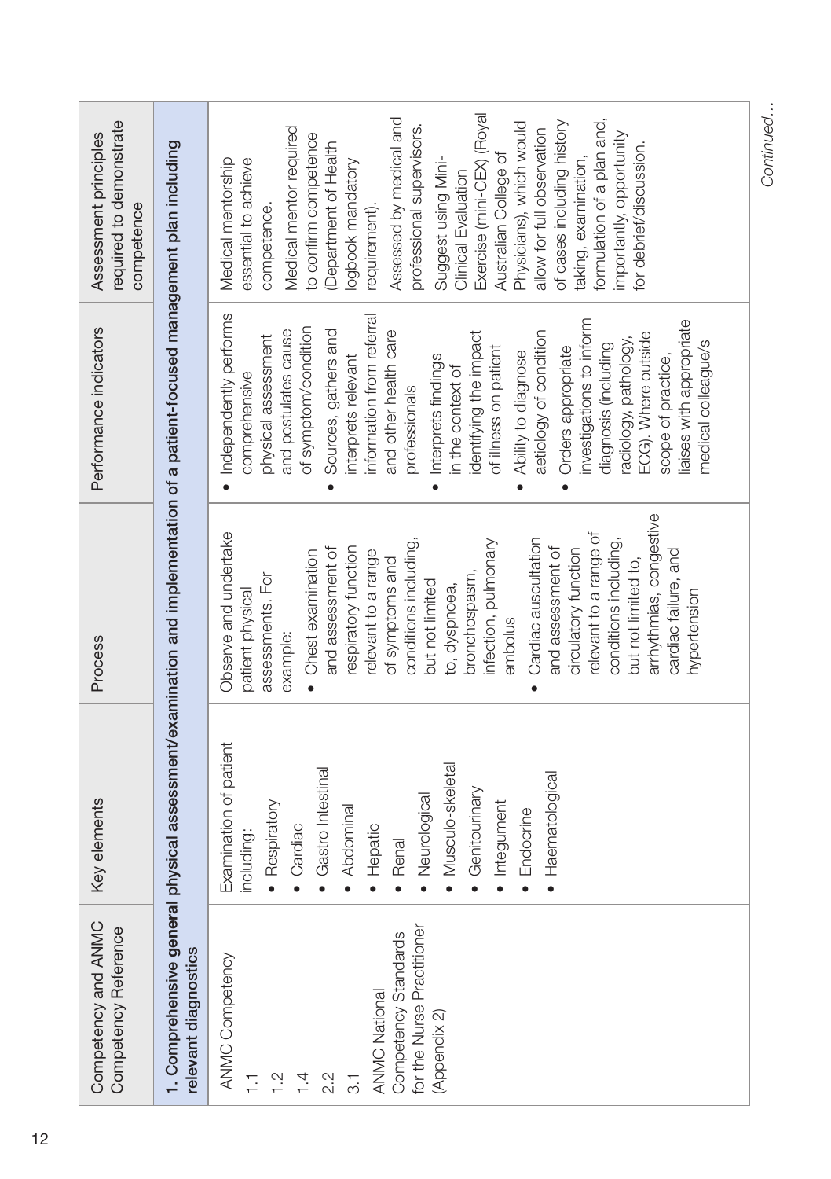| Competency and ANMC Competency Reference | Key elements | Process | Performance indicators | Assessment principles required to demonstrate competence |
|---|---|---|---|---|
| **1. Comprehensive general physical assessment/examination and implementation of a patient-focused management plan including relevant diagnostics** | | | | |
| ANMC Competency<br>1.1<br>1.2<br>1.4<br>2.2<br>3.1<br>ANMC National Competency Standards for the Nurse Practitioner (Appendix 2) | Examination of patient including:<br>• Respiratory<br>• Cardiac<br>• Gastro Intestinal<br>• Abdominal<br>• Hepatic<br>• Renal<br>• Neurological<br>• Musculo-skeletal<br>• Genitourinary<br>• Integument<br>• Endocrine<br>• Haematological | Observe and undertake patient physical assessments. For example:<br>• Chest examination and assessment of respiratory function relevant to a range of symptoms and conditions including, but not limited to, dyspnoea, bronchospasm, infection, pulmonary embolus<br>• Cardiac auscultation and assessment of circulatory function relevant to a range of conditions including, but not limited to, arrythmias, congestive cardiac failure, and hypertension | • Independently performs comprehensive physical assessment and postulates cause of symptom/condition<br>• Sources, gathers and interprets relevant information from referral and other health care professionals<br>• Interprets findings in the context of identifying the impact of illness on patient<br>• Ability to diagnose aetiology of condition<br>• Orders appropriate investigations to inform diagnosis (including radiology, pathology, ECG). Where outside scope of practice, liaises with appropriate medical colleague/s | Medical mentorship essential to achieve competence.<br>Medical mentor required to confirm competence (Department of Health logbook mandatory requirement).<br>Assessed by medical and professional supervisors.<br>Suggest using Mini-Clinical Evaluation Exercise (mini-CEX) (Royal Australian College of Physicians), which would allow for full observation of cases including history taking, examination, formulation of a plan and, importantly, opportunity for debrief/discussion. |

*Continued…*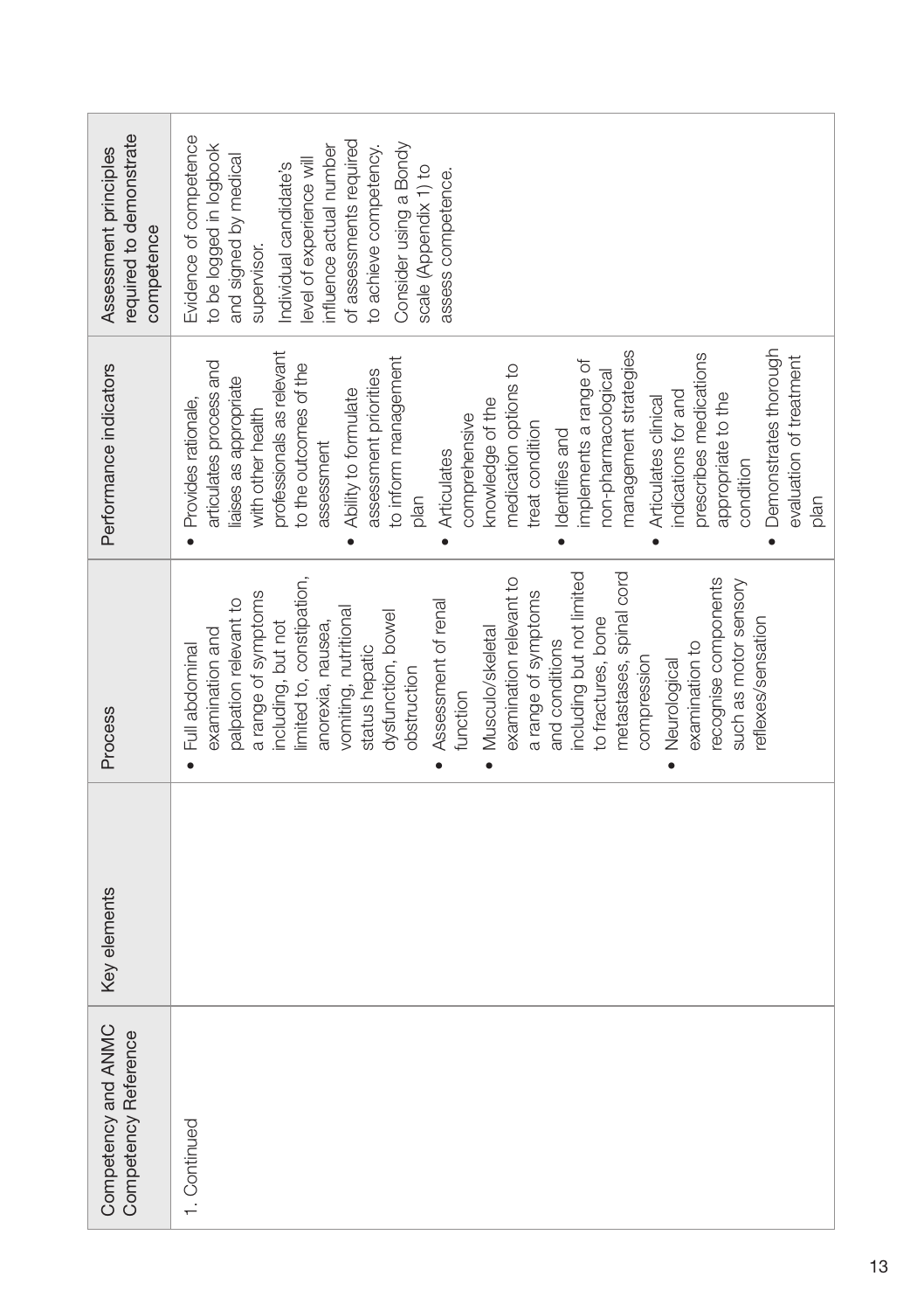| Competency and ANMC Competency Reference | Key elements | Process | Performance indicators | Assessment principles required to demonstrate competence |
|---|---|---|---|---|
| 1. Continued | | • Full abdominal examination and palpation relevant to a range of symptoms including, but not limited to, constipation, anorexia, nausea, vomiting, nutritional status hepatic dysfunction, bowel obstruction<br>• Assessment of renal function<br>• Musculo/skeletal examination relevant to a range of symptoms and conditions including but not limited to fractures, bone metastases, spinal cord compression<br>• Neurological examination to recognise components such as motor sensory reflexes/sensation | • Provides rationale, articulates process and liaises as appropriate with other health professionals as relevant to the outcomes of the assessment<br>• Ability to formulate assessment priorities to inform management plan<br>• Articulates comprehensive knowledge of the medication options to treat condition<br>• Identifies and implements a range of non-pharmacological management strategies<br>• Articulates clinical indications for and prescribes medications appropriate to the condition<br>• Demonstrates thorough evaluation of treatment plan | Evidence of competence to be logged in logbook and signed by medical supervisor.<br><br>Individual candidate's level of experience will influence actual number of assessments required to achieve competency.<br><br>Consider using a Bondy scale (Appendix 1) to assess competence. |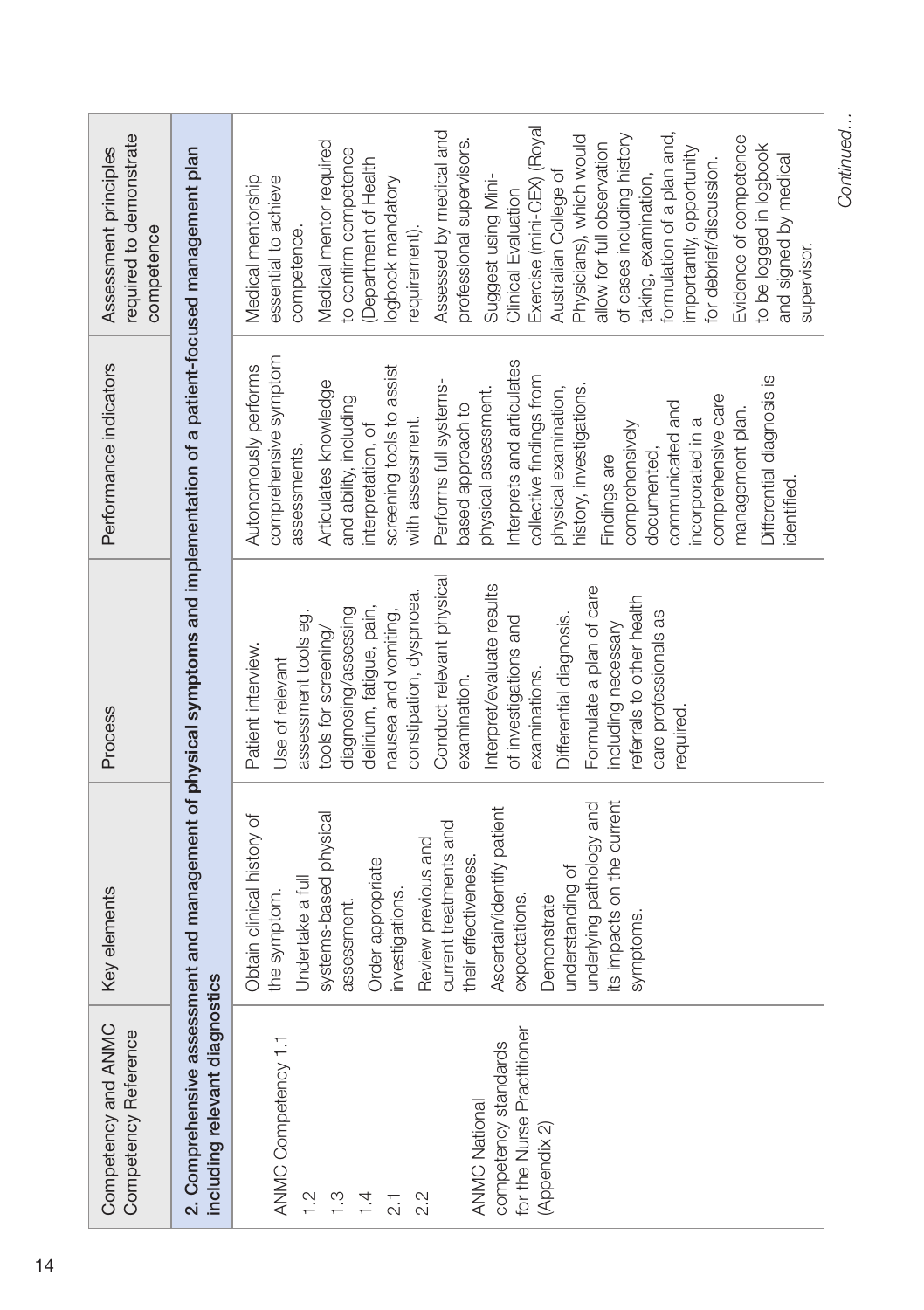| Competency and ANMC Competency Reference | Key elements | Process | Performance indicators | Assessment principles required to demonstrate competence |
|---|---|---|---|---|
| **2. Comprehensive assessment and management of physical symptoms and implementation of a patient-focused management plan including relevant diagnostics** | | | | |
| ANMC Competency 1.1<br>1.2<br>1.3<br>1.4<br>2.1<br>2.2<br><br>ANMC National competency standards for the Nurse Practitioner (Appendix 2) | Obtain clinical history of the symptom.<br>Undertake a full systems-based physical assessment.<br>Order appropriate investigations.<br>Review previous and current treatments and their effectiveness.<br>Ascertain/identify patient expectations.<br>Demonstrate understanding of underlying pathology and its impacts on the current symptoms. | Patient interview.<br>Use of relevant assessment tools eg. tools for screening/diagnosing/assessing delirium, fatigue, pain, nausea and vomiting, constipation, dyspnoea.<br>Conduct relevant physical examination.<br>Interpret/evaluate results of investigations and examinations.<br>Differential diagnosis.<br>Formulate a plan of care including necessary referrals to other health care professionals as required. | Autonomously performs comprehensive symptom assessments.<br>Articulates knowledge and ability, including interpretation, of screening tools to assist with assessment.<br>Performs full systems-based approach to physical assessment.<br>Interprets and articulates collective findings from physical examination, history, investigations.<br>Findings are comprehensively documented, communicated and incorporated in a comprehensive care management plan.<br>Differential diagnosis is identified. | Medical mentorship essential to achieve competence.<br>Medical mentor required to confirm competence (Department of Health logbook mandatory requirement).<br>Assessed by medical and professional supervisors.<br>Suggest using Mini-Clinical Evaluation Exercise (mini-CEX) (Royal Australian College of Physicians), which would allow for full observation of cases including history taking, examination, formulation of a plan and, importantly, opportunity for debrief/discussion.<br>Evidence of competence to be logged in logbook and signed by medical supervisor. |

*Continued…*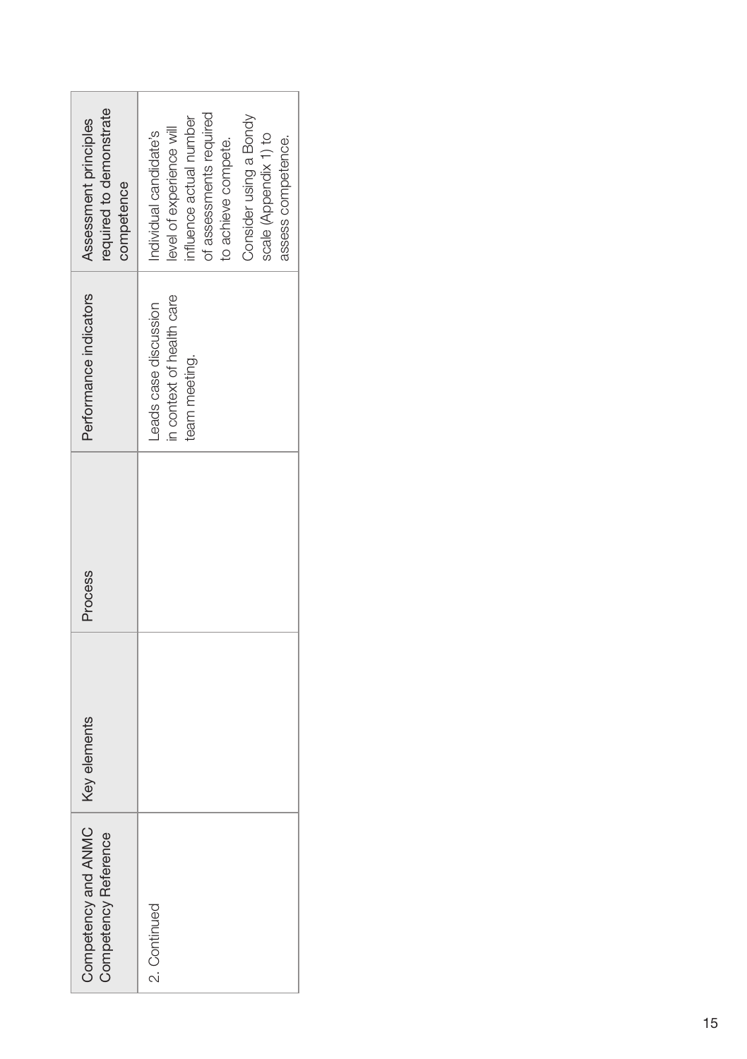| Competency and ANMC Competency Reference | Key elements | Process | Performance indicators | Assessment principles required to demonstrate competence |
|---|---|---|---|---|
| 2. Continued | | | Leads case discussion in context of health care team meeting. | Individual candidate's level of experience will influence actual number of assessments required to achieve compete. Consider using a Bondy scale (Appendix 1) to assess competence. |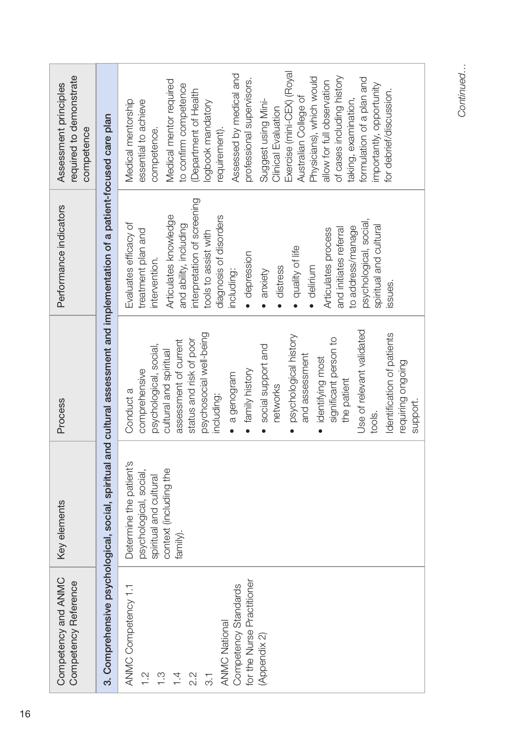| Competency and ANMC Competency Reference | Key elements | Process | Performance indicators | Assessment principles required to demonstrate competence |
|---|---|---|---|---|
| **3. Comprehensive psychological, social, spiritual and cultural assessment and implementation of a patient-focused care plan** | | | | |
| ANMC Competency 1.1<br>1.2<br>1.3<br>1.4<br>2.2<br>3.1<br>ANMC National Competency Standards for the Nurse Practitioner (Appendix 2) | Determine the patient's psychological, social, spiritual and cultural context (including the family). | Conduct a comprehensive psychological, social, cultural and spiritual assessment of current status and risk of poor psychosocial well-being including:<br>• a genogram<br>• family history<br>• social support and networks<br>• psychological history and assessment<br>• identifying most significant person to the patient<br>Use of relevant validated tools.<br>Identification of patients requiring ongoing support. | Evaluates efficacy of treatment plan and intervention.<br>Articulates knowledge and ability, including interpretation of screening tools to assist with diagnosis of disorders including:<br>• depression<br>• anxiety<br>• distress<br>• quality of life<br>• delirium<br>Articulates process and initiates referral to address/manage psychological, social, spiritual and cultural issues. | Medical mentorship essential to achieve competence.<br>Medical mentor required to confirm competence (Department of Health logbook mandatory requirement).<br>Assessed by medical and professional supervisors.<br>Suggest using Mini-Clinical Evaluation Exercise (mini-CEX) (Royal Australian College of Physicians), which would allow for full observation of cases including history taking, examination, formulation of a plan and importantly, opportunity for debrief/discussion. |

*Continued…*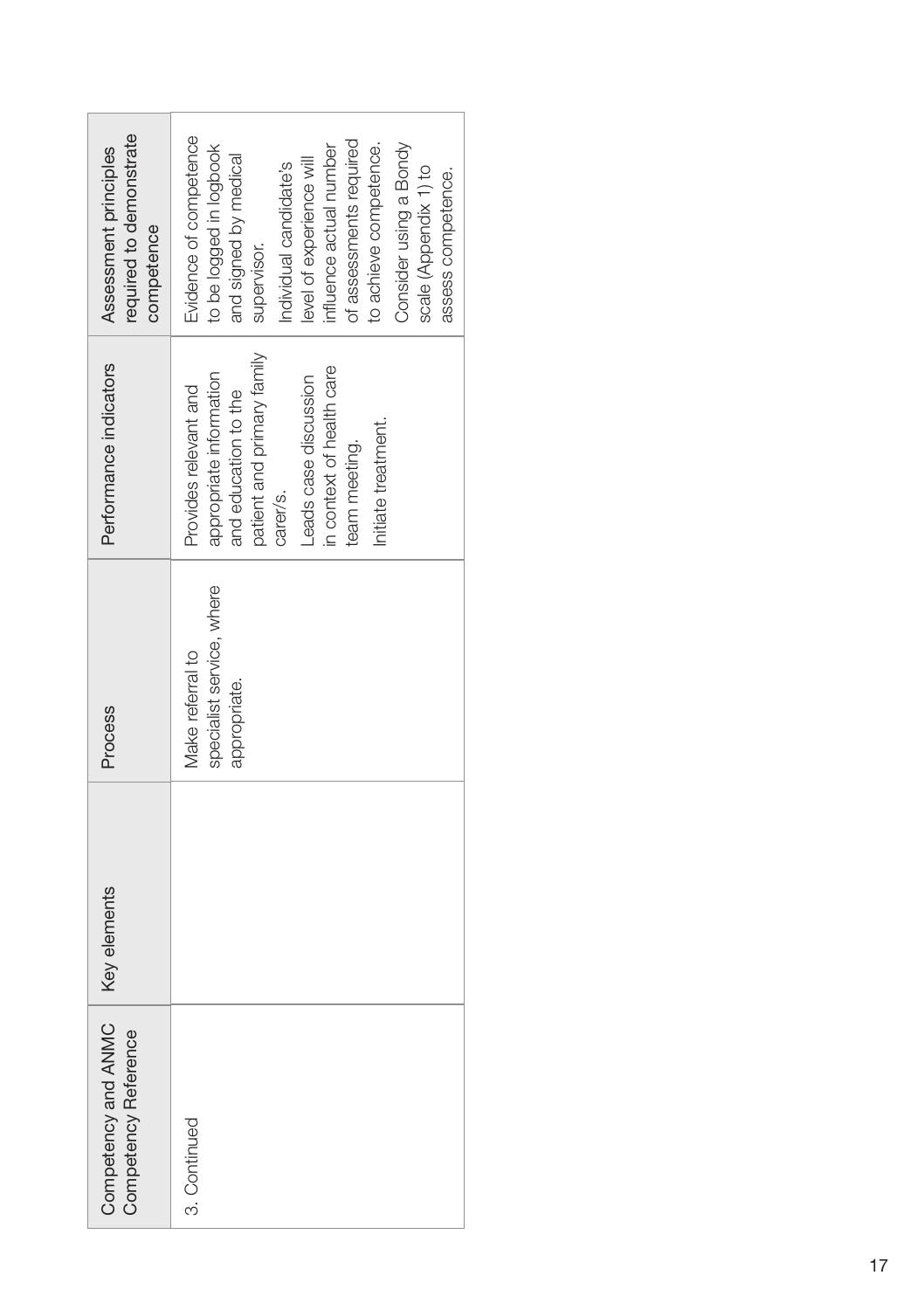| Competency and ANMC Competency Reference | Key elements | Process | Performance indicators | Assessment principles required to demonstrate competence |
|---|---|---|---|---|
| 3. Continued | | Make referral to specialist service, where appropriate. | Provides relevant and appropriate information and education to the patient and primary family carer/s.<br><br>Leads case discussion in context of health care team meeting.<br><br>Initiate treatment. | Evidence of competence to be logged in logbook and signed by medical supervisor.<br><br>Individual candidate's level of experience will influence actual number of assessments required to achieve competence.<br><br>Consider using a Bondy scale (Appendix 1) to assess competence. |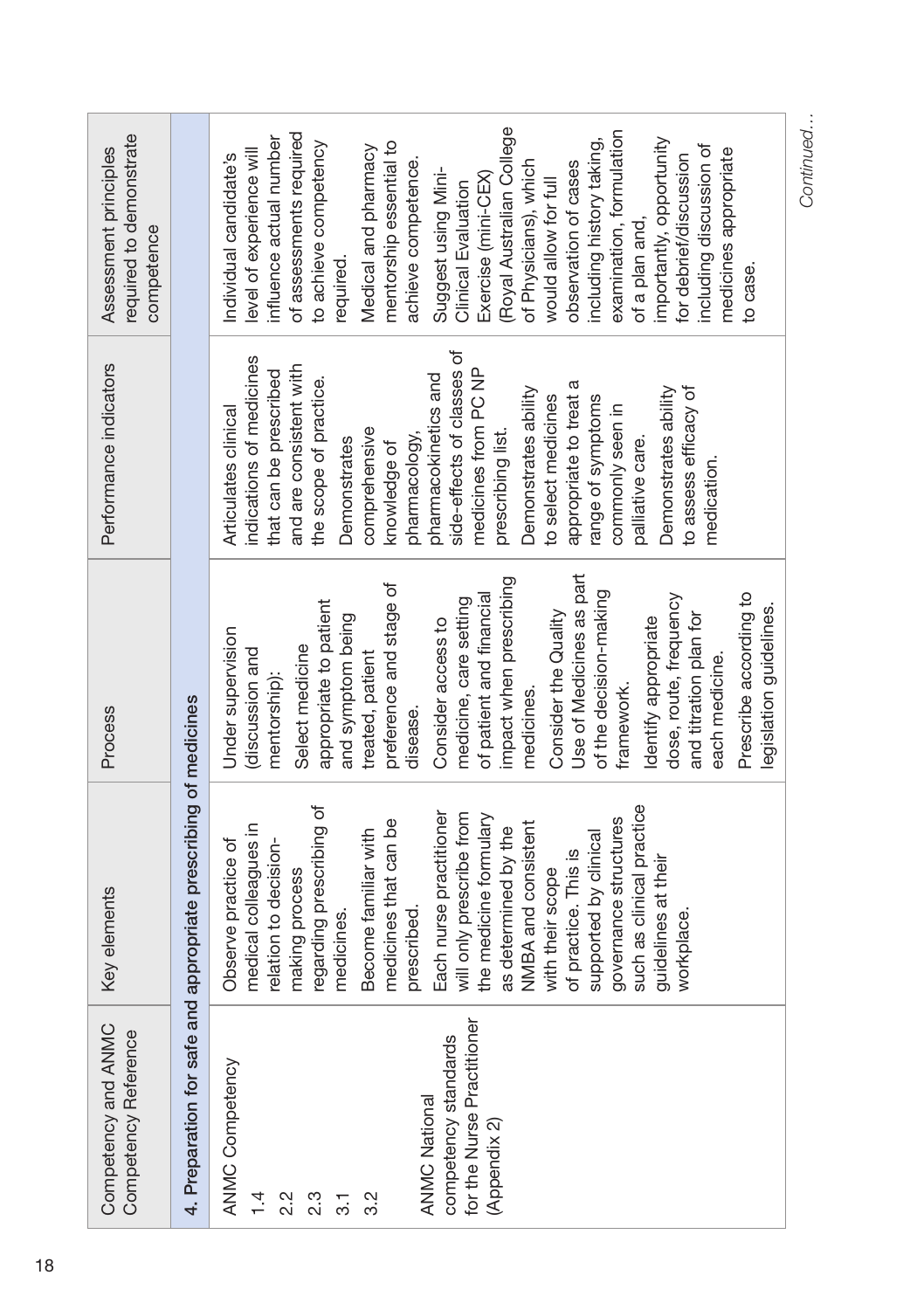| Competency and ANMC Competency Reference | Key elements | Process | Performance indicators | Assessment principles required to demonstrate competence |
|---|---|---|---|---|
| **4. Preparation for safe and appropriate prescribing of medicines** | | | | |
| ANMC Competency<br>1.4<br>2.2<br>2.3<br>3.1<br>3.2<br><br>ANMC National competency standards for the Nurse Practitioner (Appendix 2) | Observe practice of medical colleagues in relation to decision-making process regarding prescribing of medicines.<br>Become familiar with medicines that can be prescribed.<br>Each nurse practitioner will only prescribe from the medicine formulary as determined by the NMBA and consistent with their scope of practice. This is supported by clinical governance structures such as clinical practice guidelines at their workplace. | Under supervision (discussion and mentorship):<br>Select medicine appropriate to patient and symptom being treated, patient preference and stage of disease.<br>Consider access to medicine, care setting of patient and financial impact when prescribing medicines.<br>Consider the Quality Use of Medicines as part of the decision-making framework.<br>Identify appropriate dose, route, frequency and titration plan for each medicine.<br>Prescribe according to legislation guidelines. | Articulates clinical indications of medicines that can be prescribed and are consistent with the scope of practice.<br>Demonstrates comprehensive knowledge of pharmacology, pharmacokinetics and side-effects of classes of medicines from PC NP prescribing list.<br>Demonstrates ability to select medicines appropriate to treat a range of symptoms commonly seen in palliative care.<br>Demonstrates ability to assess efficacy of medication. | Individual candidate's level of experience will influence actual number of assessments required to achieve competency required.<br>Medical and pharmacy mentorship essential to achieve competence.<br>Suggest using Mini-Clinical Evaluation Exercise (mini-CEX) (Royal Australian College of Physicians), which would allow for full observation of cases including history taking, examination, formulation of a plan and, importantly, opportunity for debrief/discussion including discussion of medicines appropriate to case. |

*Continued…*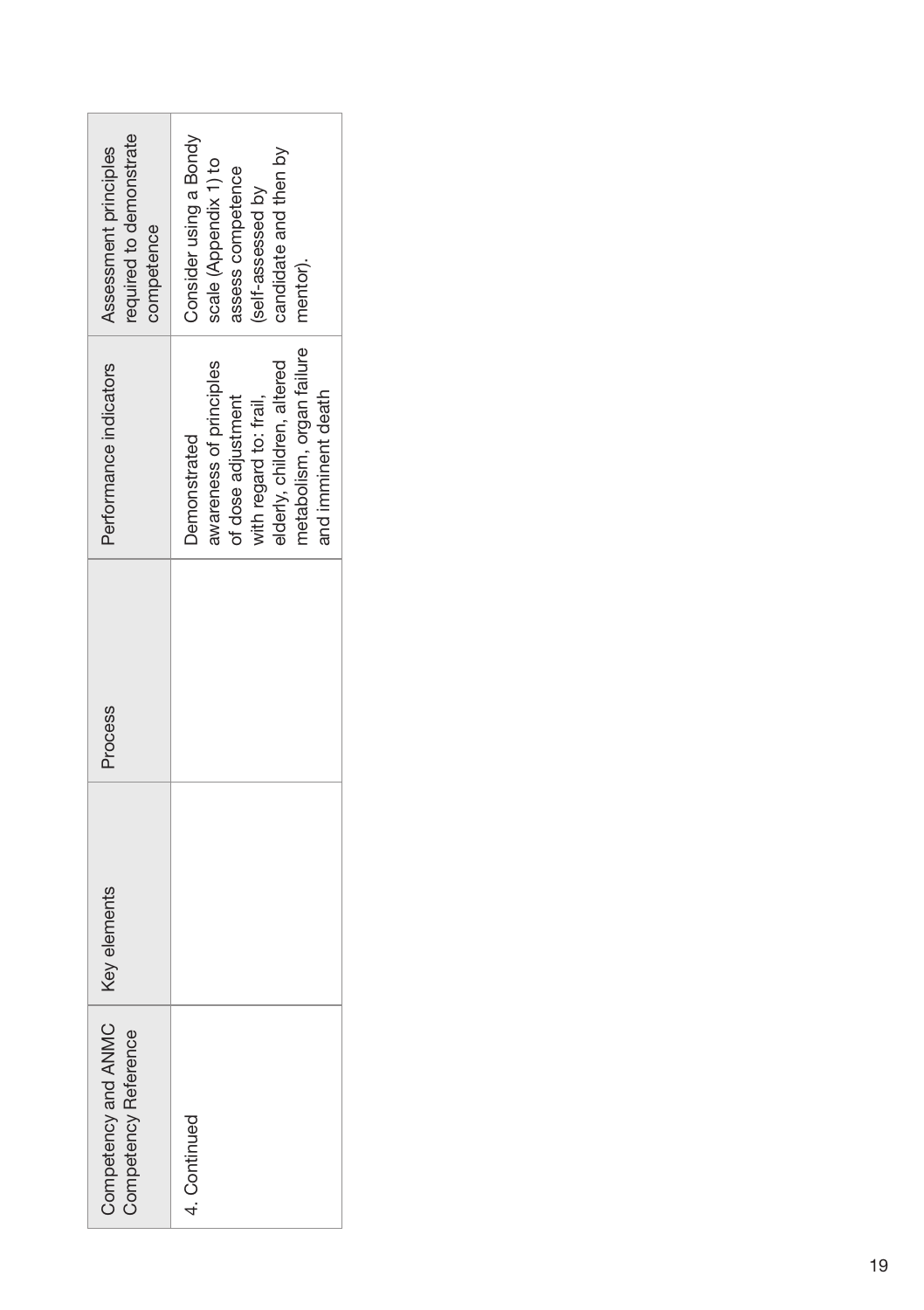| Competency and ANMC Competency Reference | Key elements | Process | Performance indicators | Assessment principles required to demonstrate competence |
|---|---|---|---|---|
| 4. Continued | | | Demonstrated awareness of principles of dose adjustment with regard to: frail, elderly, children, altered metabolism, organ failure and imminent death | Consider using a Bondy scale (Appendix 1) to assess competence (self-assessed by candidate and then by mentor). |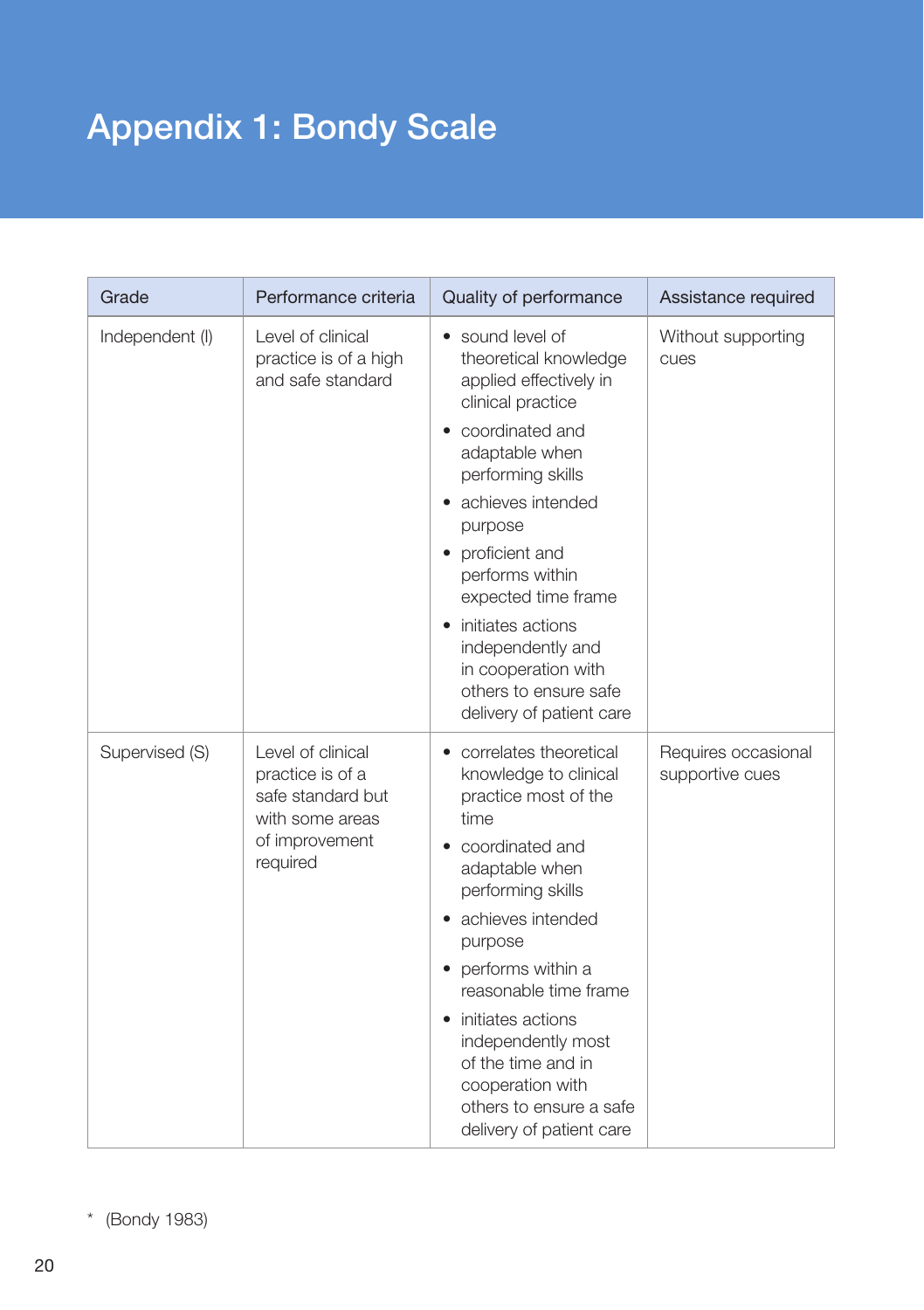# Appendix 1: Bondy Scale

| Grade | Performance criteria | Quality of performance | Assistance required |
|---|---|---|---|
| Independent (I) | Level of clinical practice is of a high and safe standard | • sound level of theoretical knowledge applied effectively in clinical practice<br>• coordinated and adaptable when performing skills<br>• achieves intended purpose<br>• proficient and performs within expected time frame<br>• initiates actions independently and in cooperation with others to ensure safe delivery of patient care | Without supporting cues |
| Supervised (S) | Level of clinical practice is of a safe standard but with some areas of improvement required | • correlates theoretical knowledge to clinical practice most of the time<br>• coordinated and adaptable when performing skills<br>• achieves intended purpose<br>• performs within a reasonable time frame<br>• initiates actions independently most of the time and in cooperation with others to ensure a safe delivery of patient care | Requires occasional supportive cues |

* (Bondy 1983)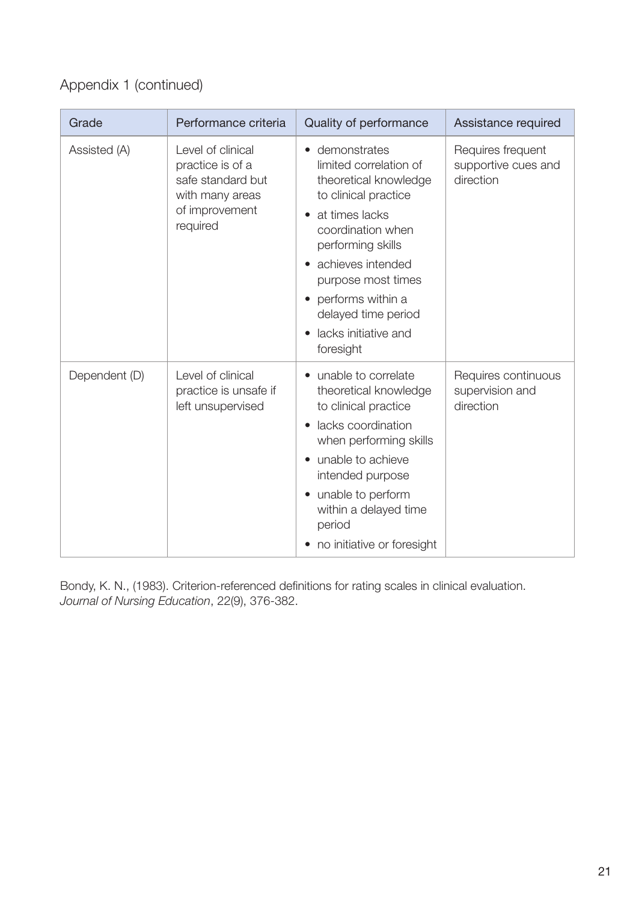Appendix 1 (continued)

| Grade | Performance criteria | Quality of performance | Assistance required |
|---|---|---|---|
| Assisted (A) | Level of clinical practice is of a safe standard but with many areas of improvement required | • demonstrates limited correlation of theoretical knowledge to clinical practice<br>• at times lacks coordination when performing skills<br>• achieves intended purpose most times<br>• performs within a delayed time period<br>• lacks initiative and foresight | Requires frequent supportive cues and direction |
| Dependent (D) | Level of clinical practice is unsafe if left unsupervised | • unable to correlate theoretical knowledge to clinical practice<br>• lacks coordination when performing skills<br>• unable to achieve intended purpose<br>• unable to perform within a delayed time period<br>• no initiative or foresight | Requires continuous supervision and direction |

Bondy, K. N., (1983). Criterion-referenced definitions for rating scales in clinical evaluation. *Journal of Nursing Education*, 22(9), 376-382.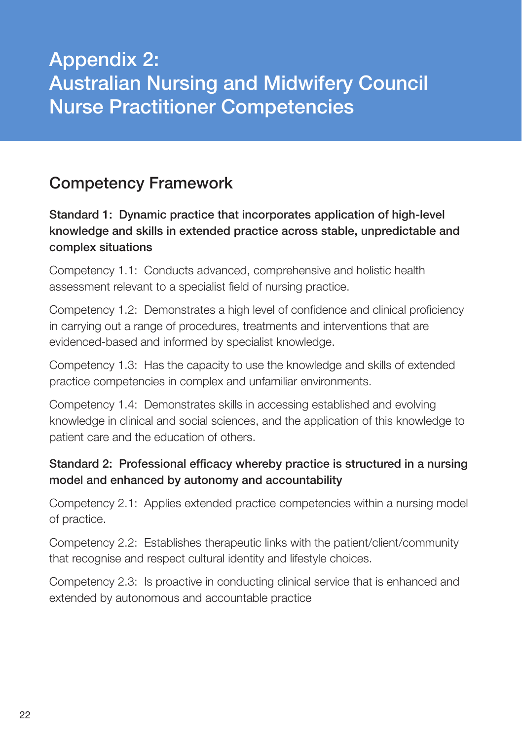# Appendix 2: Australian Nursing and Midwifery Council Nurse Practitioner Competencies

## Competency Framework

**Standard 1: Dynamic practice that incorporates application of high-level knowledge and skills in extended practice across stable, unpredictable and complex situations**

Competency 1.1: Conducts advanced, comprehensive and holistic health assessment relevant to a specialist field of nursing practice.

Competency 1.2: Demonstrates a high level of confidence and clinical proficiency in carrying out a range of procedures, treatments and interventions that are evidenced-based and informed by specialist knowledge.

Competency 1.3: Has the capacity to use the knowledge and skills of extended practice competencies in complex and unfamiliar environments.

Competency 1.4: Demonstrates skills in accessing established and evolving knowledge in clinical and social sciences, and the application of this knowledge to patient care and the education of others.

**Standard 2: Professional efficacy whereby practice is structured in a nursing model and enhanced by autonomy and accountability**

Competency 2.1: Applies extended practice competencies within a nursing model of practice.

Competency 2.2: Establishes therapeutic links with the patient/client/community that recognise and respect cultural identity and lifestyle choices.

Competency 2.3: Is proactive in conducting clinical service that is enhanced and extended by autonomous and accountable practice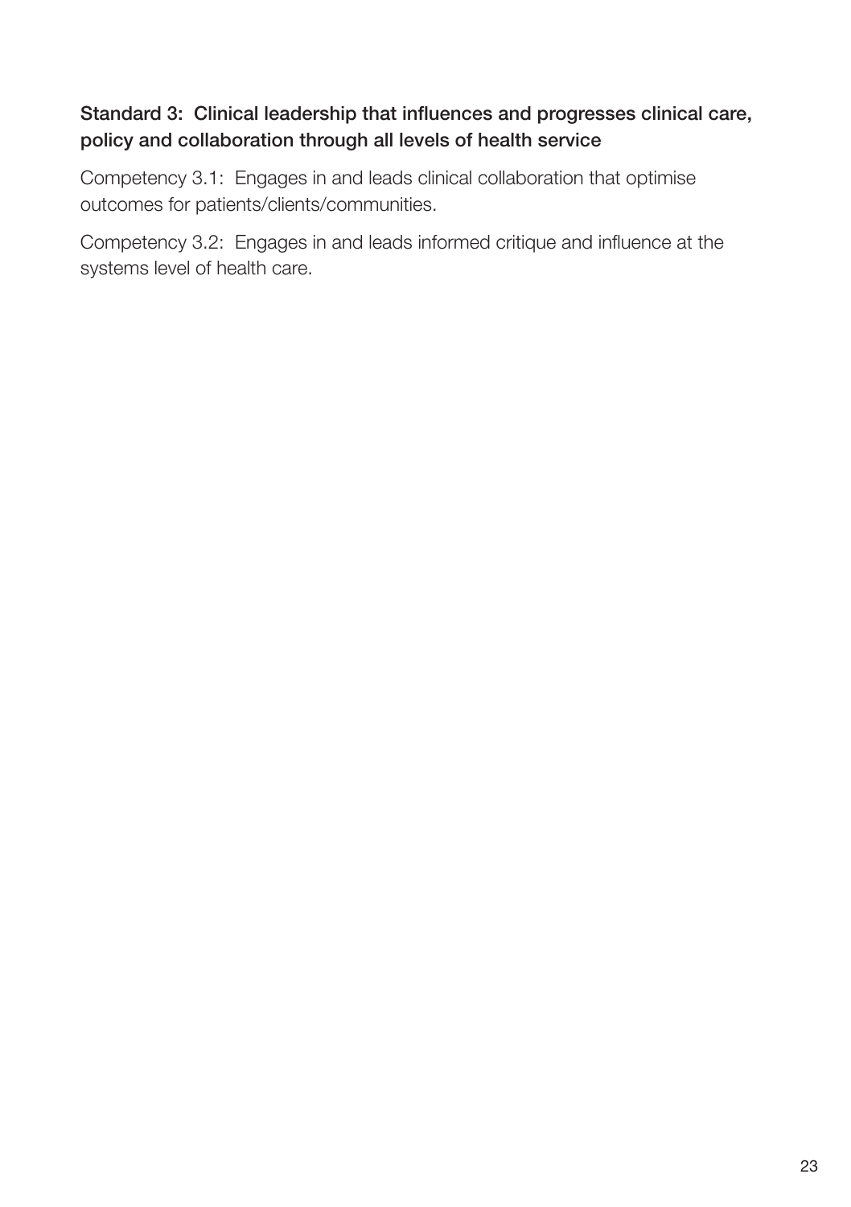### Standard 3: Clinical leadership that influences and progresses clinical care, policy and collaboration through all levels of health service

Competency 3.1: Engages in and leads clinical collaboration that optimise outcomes for patients/clients/communities.

Competency 3.2: Engages in and leads informed critique and influence at the systems level of health care.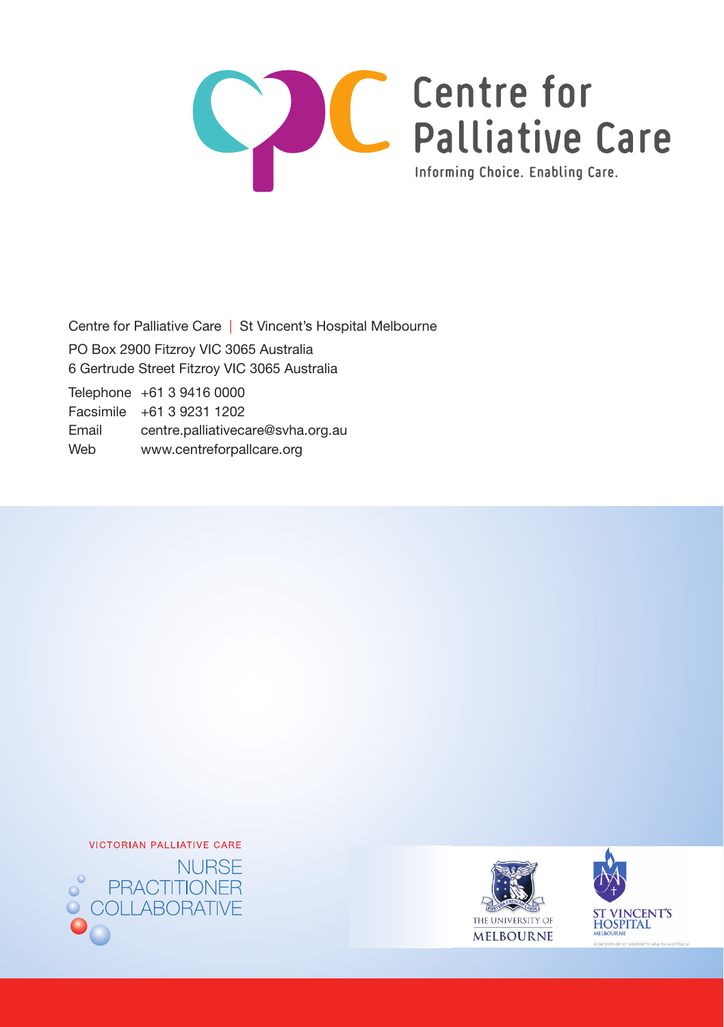# Centre for Palliative Care

Informing Choice. Enabling Care.

Centre for Palliative Care | St Vincent's Hospital Melbourne

PO Box 2900 Fitzroy VIC 3065 Australia
6 Gertrude Street Fitzroy VIC 3065 Australia

| | |
|---|---|
| Telephone | +61 3 9416 0000 |
| Facsimile | +61 3 9231 1202 |
| Email | centre.palliativecare@svha.org.au |
| Web | www.centreforpallcare.org |

VICTORIAN PALLIATIVE CARE
NURSE PRACTITIONER COLLABORATIVE

THE UNIVERSITY OF MELBOURNE

ST VINCENT'S HOSPITAL MELBOURNE
A FACILITY OF ST VINCENT'S HEALTH AUSTRALIA